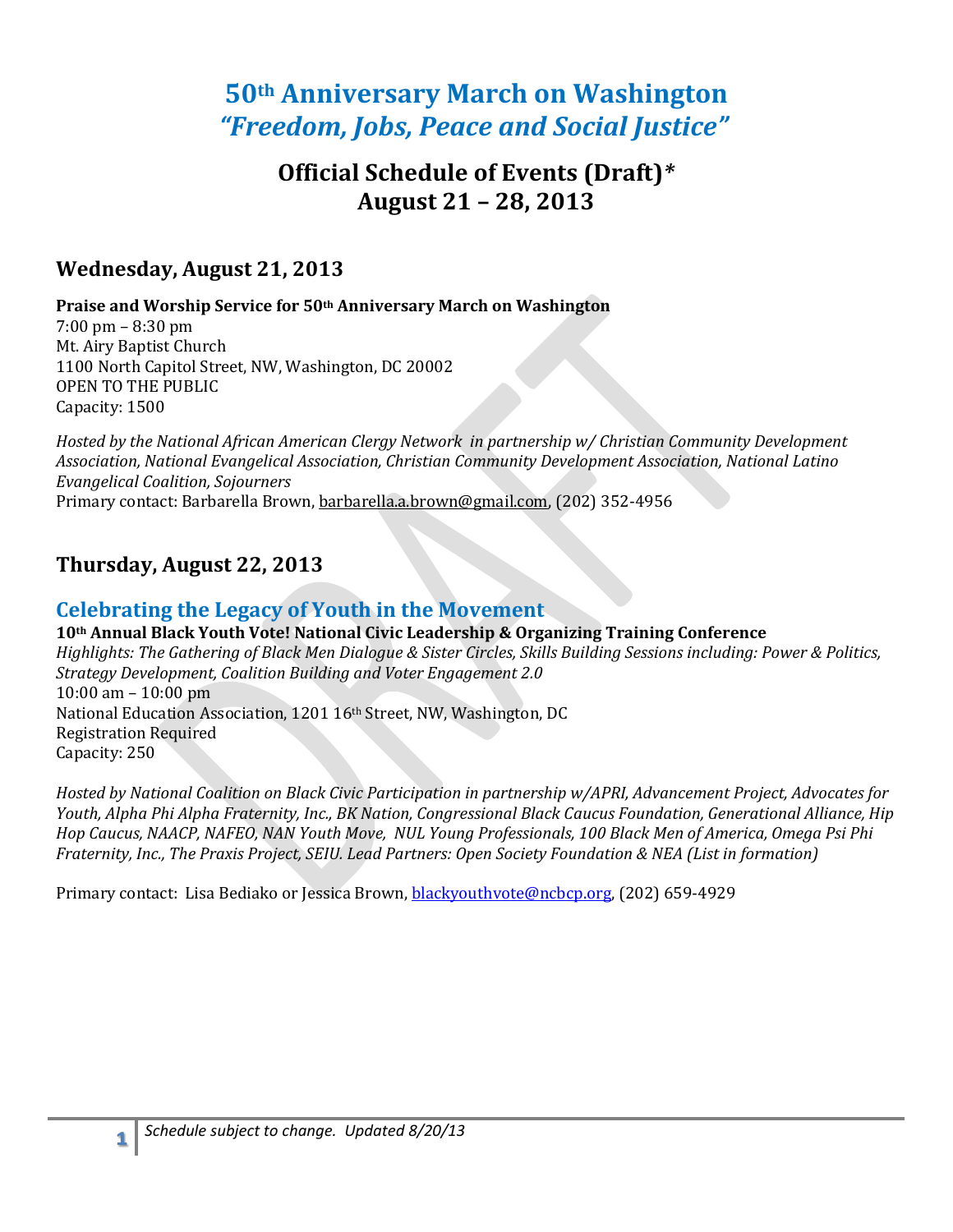# 50th Anniversary March on Washington
## *"Freedom, Jobs, Peace and Social Justice"*

## Official Schedule of Events (Draft)*
## August 21 – 28, 2013

### Wednesday, August 21, 2013

**Praise and Worship Service for 50th Anniversary March on Washington**
7:00 pm – 8:30 pm
Mt. Airy Baptist Church
1100 North Capitol Street, NW, Washington, DC 20002
OPEN TO THE PUBLIC
Capacity: 1500

*Hosted by the National African American Clergy Network in partnership w/ Christian Community Development Association, National Evangelical Association, Christian Community Development Association, National Latino Evangelical Coalition, Sojourners*
Primary contact: Barbarella Brown, barbarella.a.brown@gmail.com, (202) 352-4956

### Thursday, August 22, 2013

#### Celebrating the Legacy of Youth in the Movement

**10th Annual Black Youth Vote! National Civic Leadership & Organizing Training Conference**
*Highlights: The Gathering of Black Men Dialogue & Sister Circles, Skills Building Sessions including: Power & Politics, Strategy Development, Coalition Building and Voter Engagement 2.0*
10:00 am – 10:00 pm
National Education Association, 1201 16th Street, NW, Washington, DC
Registration Required
Capacity: 250

*Hosted by National Coalition on Black Civic Participation in partnership w/APRI, Advancement Project, Advocates for Youth, Alpha Phi Alpha Fraternity, Inc., BK Nation, Congressional Black Caucus Foundation, Generational Alliance, Hip Hop Caucus, NAACP, NAFEO, NAN Youth Move, NUL Young Professionals, 100 Black Men of America, Omega Psi Phi Fraternity, Inc., The Praxis Project, SEIU. Lead Partners: Open Society Foundation & NEA (List in formation)*

Primary contact: Lisa Bediako or Jessica Brown, blackyouthvote@ncbcp.org, (202) 659-4929

*Schedule subject to change. Updated 8/20/13*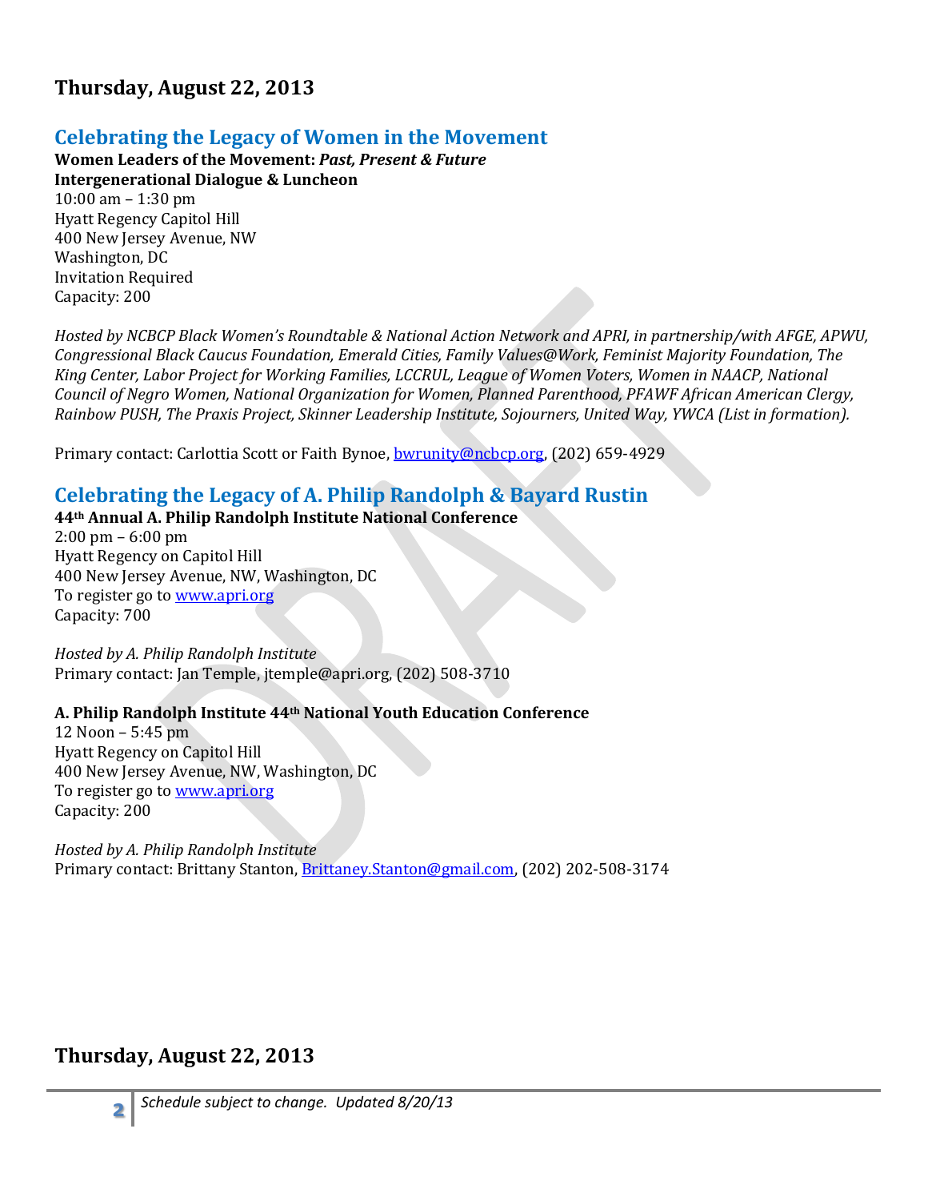## Thursday, August 22, 2013

### Celebrating the Legacy of Women in the Movement

**Women Leaders of the Movement: *Past, Present & Future***
**Intergenerational Dialogue & Luncheon**
10:00 am – 1:30 pm
Hyatt Regency Capitol Hill
400 New Jersey Avenue, NW
Washington, DC
Invitation Required
Capacity: 200

*Hosted by NCBCP Black Women's Roundtable & National Action Network and APRI, in partnership/with AFGE, APWU, Congressional Black Caucus Foundation, Emerald Cities, Family Values@Work, Feminist Majority Foundation, The King Center, Labor Project for Working Families, LCCRUL, League of Women Voters, Women in NAACP, National Council of Negro Women, National Organization for Women, Planned Parenthood, PFAWF African American Clergy, Rainbow PUSH, The Praxis Project, Skinner Leadership Institute, Sojourners, United Way, YWCA (List in formation).*

Primary contact: Carlottia Scott or Faith Bynoe, bwrunity@ncbcp.org, (202) 659-4929

### Celebrating the Legacy of A. Philip Randolph & Bayard Rustin

**44th Annual A. Philip Randolph Institute National Conference**
2:00 pm – 6:00 pm
Hyatt Regency on Capitol Hill
400 New Jersey Avenue, NW, Washington, DC
To register go to www.apri.org
Capacity: 700

*Hosted by A. Philip Randolph Institute*
Primary contact: Jan Temple, jtemple@apri.org, (202) 508-3710

**A. Philip Randolph Institute 44th National Youth Education Conference**
12 Noon – 5:45 pm
Hyatt Regency on Capitol Hill
400 New Jersey Avenue, NW, Washington, DC
To register go to www.apri.org
Capacity: 200

*Hosted by A. Philip Randolph Institute*
Primary contact: Brittany Stanton, Brittaney.Stanton@gmail.com, (202) 202-508-3174

## Thursday, August 22, 2013

*Schedule subject to change. Updated 8/20/13*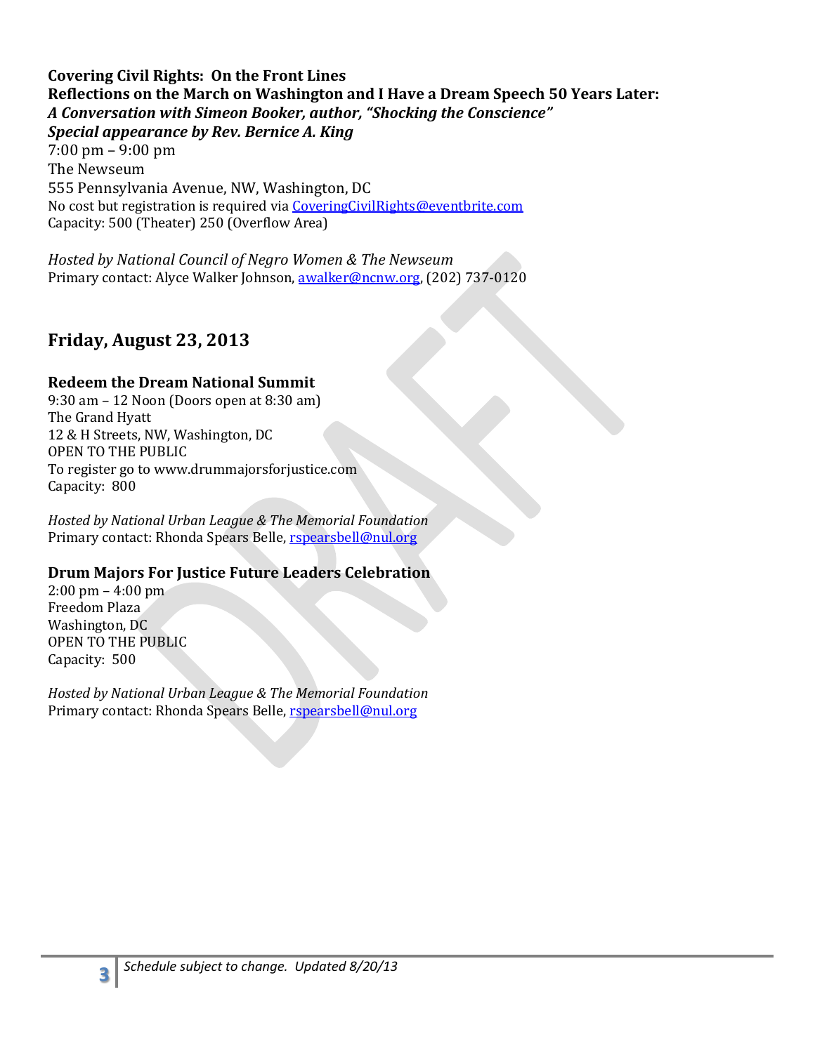**Covering Civil Rights: On the Front Lines**
**Reflections on the March on Washington and I Have a Dream Speech 50 Years Later:**
***A Conversation with Simeon Booker, author, "Shocking the Conscience"***
***Special appearance by Rev. Bernice A. King***
7:00 pm – 9:00 pm
The Newseum
555 Pennsylvania Avenue, NW, Washington, DC
No cost but registration is required via CoveringCivilRights@eventbrite.com
Capacity: 500 (Theater) 250 (Overflow Area)

*Hosted by National Council of Negro Women & The Newseum*
Primary contact: Alyce Walker Johnson, awalker@ncnw.org, (202) 737-0120

## Friday, August 23, 2013

### Redeem the Dream National Summit
9:30 am – 12 Noon (Doors open at 8:30 am)
The Grand Hyatt
12 & H Streets, NW, Washington, DC
OPEN TO THE PUBLIC
To register go to www.drummajorsforjustice.com
Capacity: 800

*Hosted by National Urban League & The Memorial Foundation*
Primary contact: Rhonda Spears Belle, rspearsbell@nul.org

### Drum Majors For Justice Future Leaders Celebration
2:00 pm – 4:00 pm
Freedom Plaza
Washington, DC
OPEN TO THE PUBLIC
Capacity: 500

*Hosted by National Urban League & The Memorial Foundation*
Primary contact: Rhonda Spears Belle, rspearsbell@nul.org

*Schedule subject to change. Updated 8/20/13*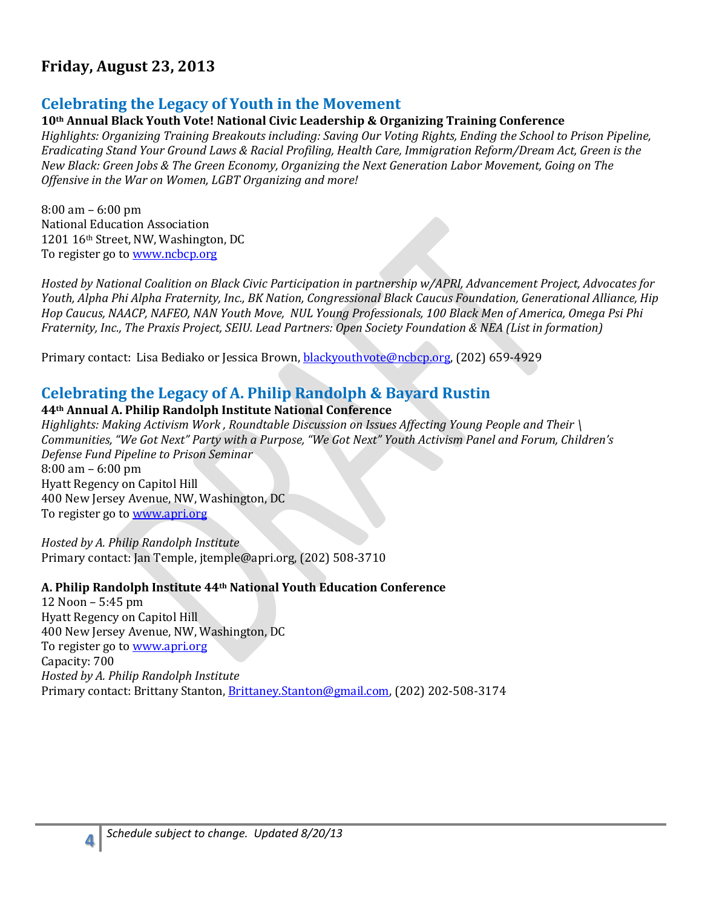# Friday, August 23, 2013

## Celebrating the Legacy of Youth in the Movement

**10th Annual Black Youth Vote! National Civic Leadership & Organizing Training Conference**

*Highlights: Organizing Training Breakouts including: Saving Our Voting Rights, Ending the School to Prison Pipeline, Eradicating Stand Your Ground Laws & Racial Profiling, Health Care, Immigration Reform/Dream Act, Green is the New Black: Green Jobs & The Green Economy, Organizing the Next Generation Labor Movement, Going on The Offensive in the War on Women, LGBT Organizing and more!*

8:00 am – 6:00 pm
National Education Association
1201 16th Street, NW, Washington, DC
To register go to www.ncbcp.org

*Hosted by National Coalition on Black Civic Participation in partnership w/APRI, Advancement Project, Advocates for Youth, Alpha Phi Alpha Fraternity, Inc., BK Nation, Congressional Black Caucus Foundation, Generational Alliance, Hip Hop Caucus, NAACP, NAFEO, NAN Youth Move, NUL Young Professionals, 100 Black Men of America, Omega Psi Phi Fraternity, Inc., The Praxis Project, SEIU. Lead Partners: Open Society Foundation & NEA (List in formation)*

Primary contact: Lisa Bediako or Jessica Brown, blackyouthvote@ncbcp.org, (202) 659-4929

## Celebrating the Legacy of A. Philip Randolph & Bayard Rustin

**44th Annual A. Philip Randolph Institute National Conference**

*Highlights: Making Activism Work , Roundtable Discussion on Issues Affecting Young People and Their \ Communities, "We Got Next" Party with a Purpose, "We Got Next" Youth Activism Panel and Forum, Children's Defense Fund Pipeline to Prison Seminar*

8:00 am – 6:00 pm
Hyatt Regency on Capitol Hill
400 New Jersey Avenue, NW, Washington, DC
To register go to www.apri.org

*Hosted by A. Philip Randolph Institute*
Primary contact: Jan Temple, jtemple@apri.org, (202) 508-3710

**A. Philip Randolph Institute 44th National Youth Education Conference**

12 Noon – 5:45 pm
Hyatt Regency on Capitol Hill
400 New Jersey Avenue, NW, Washington, DC
To register go to www.apri.org
Capacity: 700
*Hosted by A. Philip Randolph Institute*
Primary contact: Brittany Stanton, Brittaney.Stanton@gmail.com, (202) 202-508-3174

*Schedule subject to change. Updated 8/20/13*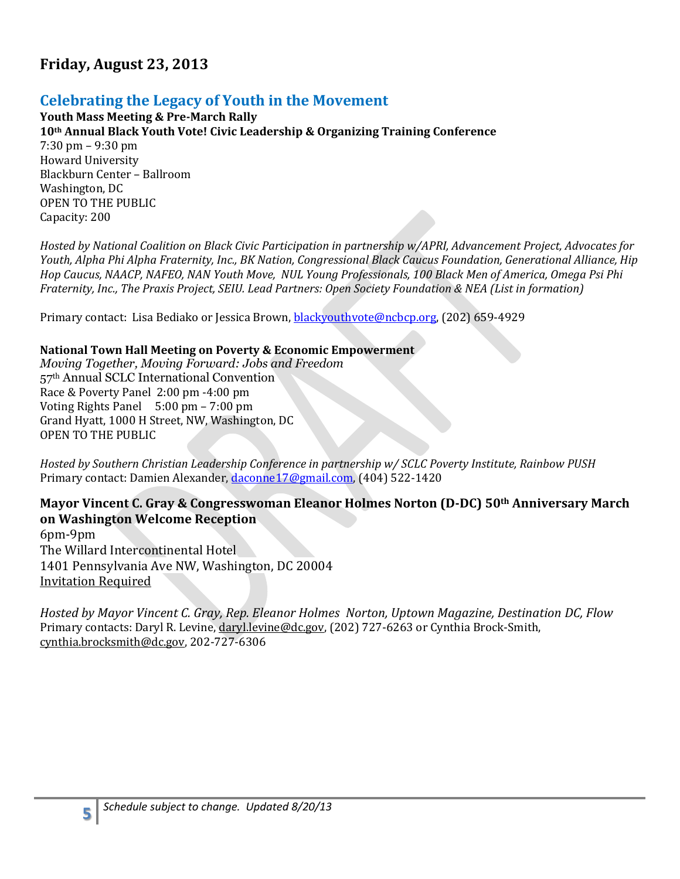## Friday, August 23, 2013

### Celebrating the Legacy of Youth in the Movement

**Youth Mass Meeting & Pre-March Rally**
**10th Annual Black Youth Vote! Civic Leadership & Organizing Training Conference**
7:30 pm – 9:30 pm
Howard University
Blackburn Center – Ballroom
Washington, DC
OPEN TO THE PUBLIC
Capacity: 200

*Hosted by National Coalition on Black Civic Participation in partnership w/APRI, Advancement Project, Advocates for Youth, Alpha Phi Alpha Fraternity, Inc., BK Nation, Congressional Black Caucus Foundation, Generational Alliance, Hip Hop Caucus, NAACP, NAFEO, NAN Youth Move, NUL Young Professionals, 100 Black Men of America, Omega Psi Phi Fraternity, Inc., The Praxis Project, SEIU. Lead Partners: Open Society Foundation & NEA (List in formation)*

Primary contact: Lisa Bediako or Jessica Brown, blackyouthvote@ncbcp.org, (202) 659-4929

**National Town Hall Meeting on Poverty & Economic Empowerment**
*Moving Together, Moving Forward: Jobs and Freedom*
57th Annual SCLC International Convention
Race & Poverty Panel 2:00 pm -4:00 pm
Voting Rights Panel 5:00 pm – 7:00 pm
Grand Hyatt, 1000 H Street, NW, Washington, DC
OPEN TO THE PUBLIC

*Hosted by Southern Christian Leadership Conference in partnership w/ SCLC Poverty Institute, Rainbow PUSH*
Primary contact: Damien Alexander, daconne17@gmail.com, (404) 522-1420

**Mayor Vincent C. Gray & Congresswoman Eleanor Holmes Norton (D-DC) 50th Anniversary March on Washington Welcome Reception**
6pm-9pm
The Willard Intercontinental Hotel
1401 Pennsylvania Ave NW, Washington, DC 20004
Invitation Required

*Hosted by Mayor Vincent C. Gray, Rep. Eleanor Holmes Norton, Uptown Magazine, Destination DC, Flow*
Primary contacts: Daryl R. Levine, daryl.levine@dc.gov, (202) 727-6263 or Cynthia Brock-Smith, cynthia.brocksmith@dc.gov, 202-727-6306

*Schedule subject to change. Updated 8/20/13*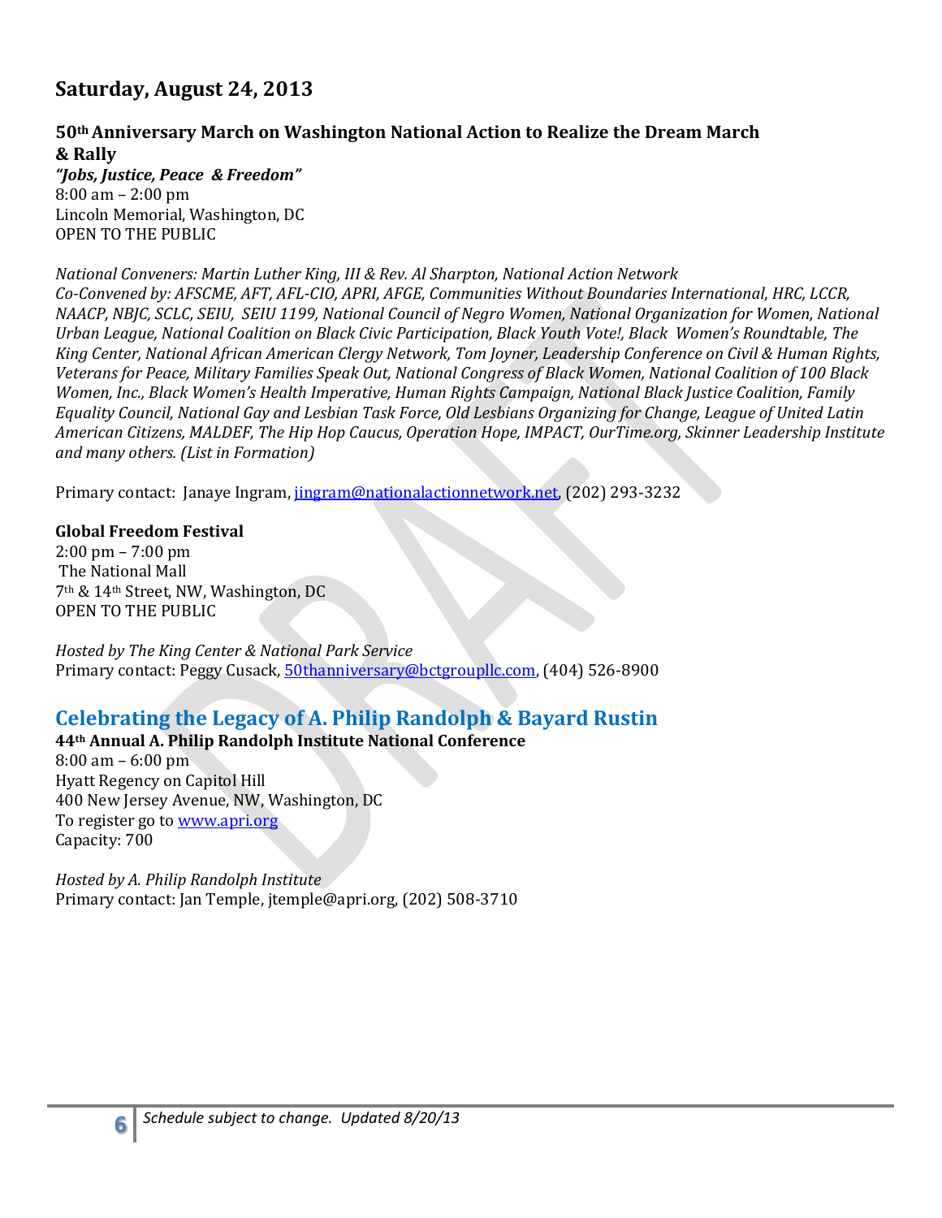## Saturday, August 24, 2013

**50th Anniversary March on Washington National Action to Realize the Dream March & Rally**
***"Jobs, Justice, Peace & Freedom"***
8:00 am – 2:00 pm
Lincoln Memorial, Washington, DC
OPEN TO THE PUBLIC

*National Conveners: Martin Luther King, III & Rev. Al Sharpton, National Action Network*
*Co-Convened by: AFSCME, AFT, AFL-CIO, APRI, AFGE, Communities Without Boundaries International, HRC, LCCR, NAACP, NBJC, SCLC, SEIU, SEIU 1199, National Council of Negro Women, National Organization for Women, National Urban League, National Coalition on Black Civic Participation, Black Youth Vote!, Black Women's Roundtable, The King Center, National African American Clergy Network, Tom Joyner, Leadership Conference on Civil & Human Rights, Veterans for Peace, Military Families Speak Out, National Congress of Black Women, National Coalition of 100 Black Women, Inc., Black Women's Health Imperative, Human Rights Campaign, National Black Justice Coalition, Family Equality Council, National Gay and Lesbian Task Force, Old Lesbians Organizing for Change, League of United Latin American Citizens, MALDEF, The Hip Hop Caucus, Operation Hope, IMPACT, OurTime.org, Skinner Leadership Institute and many others. (List in Formation)*

Primary contact: Janaye Ingram, jingram@nationalactionnetwork.net, (202) 293-3232

**Global Freedom Festival**
2:00 pm – 7:00 pm
The National Mall
7th & 14th Street, NW, Washington, DC
OPEN TO THE PUBLIC

*Hosted by The King Center & National Park Service*
Primary contact: Peggy Cusack, 50thanniversary@bctgroupllc.com, (404) 526-8900

## Celebrating the Legacy of A. Philip Randolph & Bayard Rustin

**44th Annual A. Philip Randolph Institute National Conference**
8:00 am – 6:00 pm
Hyatt Regency on Capitol Hill
400 New Jersey Avenue, NW, Washington, DC
To register go to www.apri.org
Capacity: 700

*Hosted by A. Philip Randolph Institute*
Primary contact: Jan Temple, jtemple@apri.org, (202) 508-3710

*Schedule subject to change. Updated 8/20/13*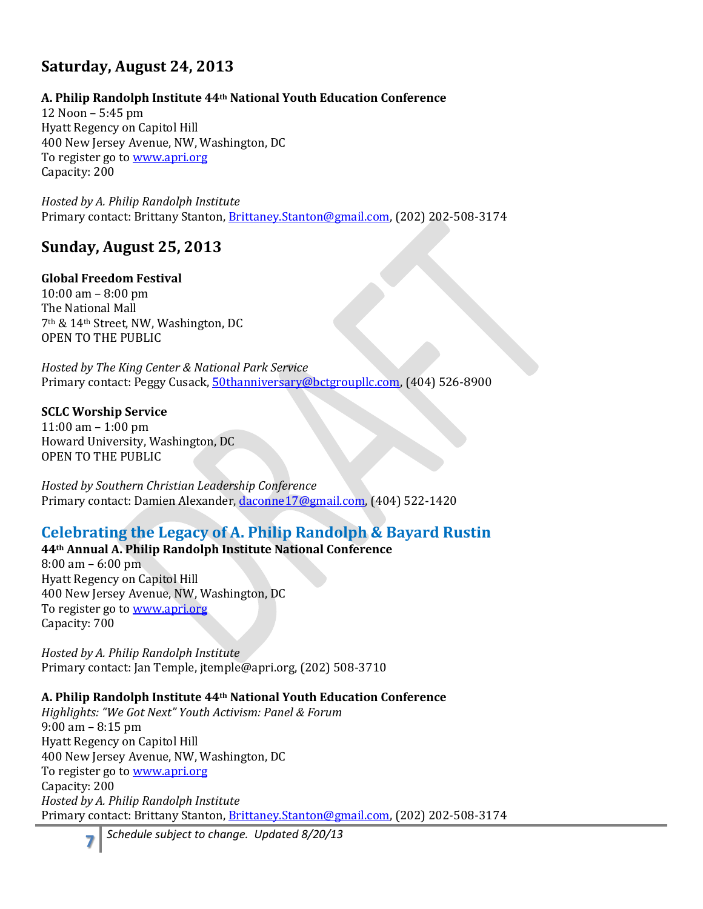## Saturday, August 24, 2013

**A. Philip Randolph Institute 44th National Youth Education Conference**
12 Noon – 5:45 pm
Hyatt Regency on Capitol Hill
400 New Jersey Avenue, NW, Washington, DC
To register go to www.apri.org
Capacity: 200

*Hosted by A. Philip Randolph Institute*
Primary contact: Brittany Stanton, Brittaney.Stanton@gmail.com, (202) 202-508-3174

## Sunday, August 25, 2013

**Global Freedom Festival**
10:00 am – 8:00 pm
The National Mall
7th & 14th Street, NW, Washington, DC
OPEN TO THE PUBLIC

*Hosted by The King Center & National Park Service*
Primary contact: Peggy Cusack, 50thanniversary@bctgroupllc.com, (404) 526-8900

**SCLC Worship Service**
11:00 am – 1:00 pm
Howard University, Washington, DC
OPEN TO THE PUBLIC

*Hosted by Southern Christian Leadership Conference*
Primary contact: Damien Alexander, daconne17@gmail.com, (404) 522-1420

## Celebrating the Legacy of A. Philip Randolph & Bayard Rustin

**44th Annual A. Philip Randolph Institute National Conference**
8:00 am – 6:00 pm
Hyatt Regency on Capitol Hill
400 New Jersey Avenue, NW, Washington, DC
To register go to www.apri.org
Capacity: 700

*Hosted by A. Philip Randolph Institute*
Primary contact: Jan Temple, jtemple@apri.org, (202) 508-3710

**A. Philip Randolph Institute 44th National Youth Education Conference**
*Highlights: "We Got Next" Youth Activism: Panel & Forum*
9:00 am – 8:15 pm
Hyatt Regency on Capitol Hill
400 New Jersey Avenue, NW, Washington, DC
To register go to www.apri.org
Capacity: 200
*Hosted by A. Philip Randolph Institute*
Primary contact: Brittany Stanton, Brittaney.Stanton@gmail.com, (202) 202-508-3174

*Schedule subject to change. Updated 8/20/13*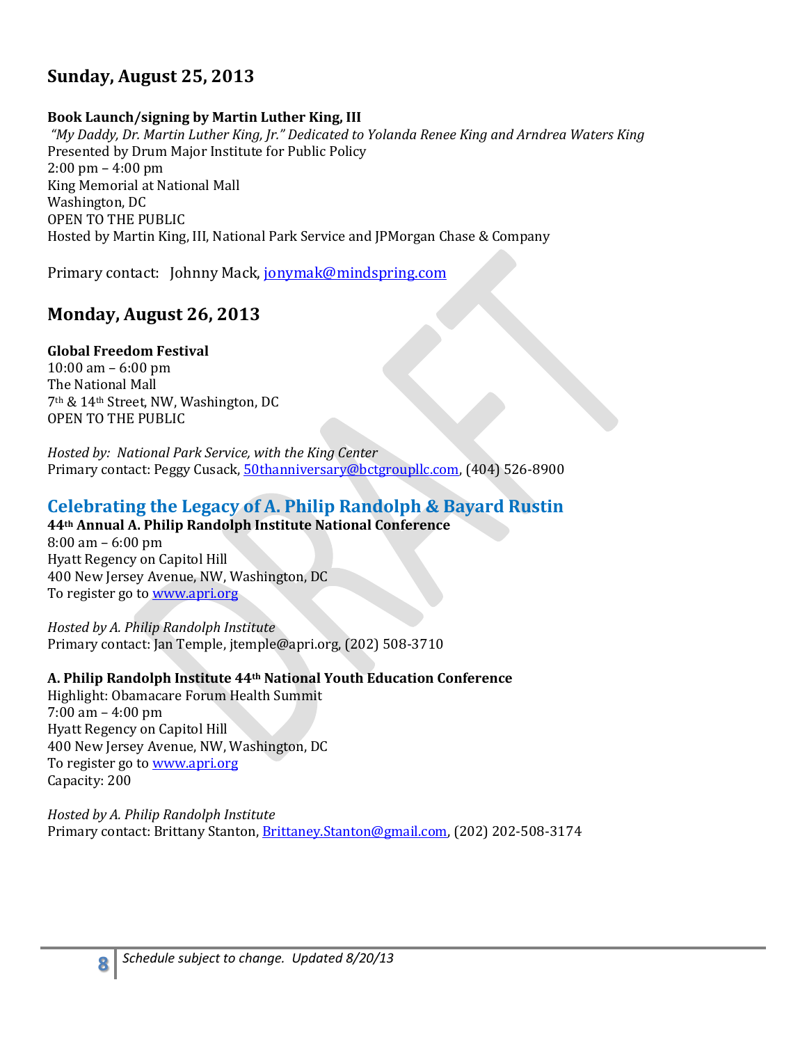## Sunday, August 25, 2013

**Book Launch/signing by Martin Luther King, III**
*"My Daddy, Dr. Martin Luther King, Jr." Dedicated to Yolanda Renee King and Arndrea Waters King*
Presented by Drum Major Institute for Public Policy
2:00 pm – 4:00 pm
King Memorial at National Mall
Washington, DC
OPEN TO THE PUBLIC
Hosted by Martin King, III, National Park Service and JPMorgan Chase & Company

Primary contact: Johnny Mack, jonymak@mindspring.com

## Monday, August 26, 2013

**Global Freedom Festival**
10:00 am – 6:00 pm
The National Mall
7th & 14th Street, NW, Washington, DC
OPEN TO THE PUBLIC

*Hosted by: National Park Service, with the King Center*
Primary contact: Peggy Cusack, 50thanniversary@bctgroupllc.com, (404) 526-8900

### Celebrating the Legacy of A. Philip Randolph & Bayard Rustin

**44th Annual A. Philip Randolph Institute National Conference**
8:00 am – 6:00 pm
Hyatt Regency on Capitol Hill
400 New Jersey Avenue, NW, Washington, DC
To register go to www.apri.org

*Hosted by A. Philip Randolph Institute*
Primary contact: Jan Temple, jtemple@apri.org, (202) 508-3710

**A. Philip Randolph Institute 44th National Youth Education Conference**
Highlight: Obamacare Forum Health Summit
7:00 am – 4:00 pm
Hyatt Regency on Capitol Hill
400 New Jersey Avenue, NW, Washington, DC
To register go to www.apri.org
Capacity: 200

*Hosted by A. Philip Randolph Institute*
Primary contact: Brittany Stanton, Brittaney.Stanton@gmail.com, (202) 202-508-3174

Schedule subject to change. Updated 8/20/13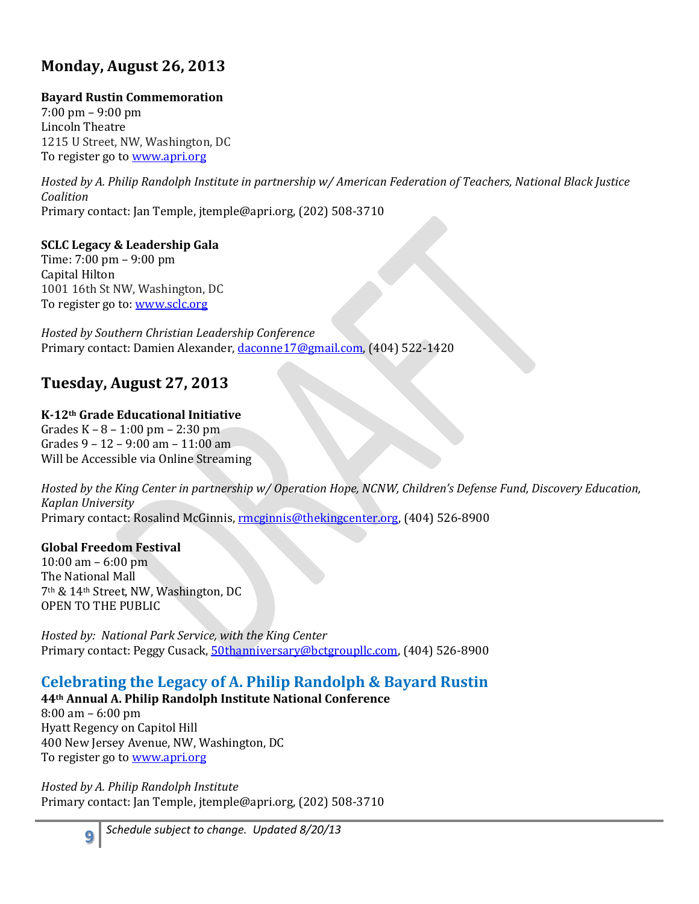## Monday, August 26, 2013

**Bayard Rustin Commemoration**
7:00 pm – 9:00 pm
Lincoln Theatre
1215 U Street, NW, Washington, DC
To register go to www.apri.org

*Hosted by A. Philip Randolph Institute in partnership w/ American Federation of Teachers, National Black Justice Coalition*
Primary contact: Jan Temple, jtemple@apri.org, (202) 508-3710

**SCLC Legacy & Leadership Gala**
Time: 7:00 pm – 9:00 pm
Capital Hilton
1001 16th St NW, Washington, DC
To register go to: www.sclc.org

*Hosted by Southern Christian Leadership Conference*
Primary contact: Damien Alexander, daconne17@gmail.com, (404) 522-1420

## Tuesday, August 27, 2013

**K-12th Grade Educational Initiative**
Grades K – 8 – 1:00 pm – 2:30 pm
Grades 9 – 12 – 9:00 am – 11:00 am
Will be Accessible via Online Streaming

*Hosted by the King Center in partnership w/ Operation Hope, NCNW, Children's Defense Fund, Discovery Education, Kaplan University*
Primary contact: Rosalind McGinnis, rmcginnis@thekingcenter.org, (404) 526-8900

**Global Freedom Festival**
10:00 am – 6:00 pm
The National Mall
7th & 14th Street, NW, Washington, DC
OPEN TO THE PUBLIC

*Hosted by: National Park Service, with the King Center*
Primary contact: Peggy Cusack, 50thanniversary@bctgroupllc.com, (404) 526-8900

## Celebrating the Legacy of A. Philip Randolph & Bayard Rustin

**44th Annual A. Philip Randolph Institute National Conference**
8:00 am – 6:00 pm
Hyatt Regency on Capitol Hill
400 New Jersey Avenue, NW, Washington, DC
To register go to www.apri.org

*Hosted by A. Philip Randolph Institute*
Primary contact: Jan Temple, jtemple@apri.org, (202) 508-3710

*Schedule subject to change. Updated 8/20/13*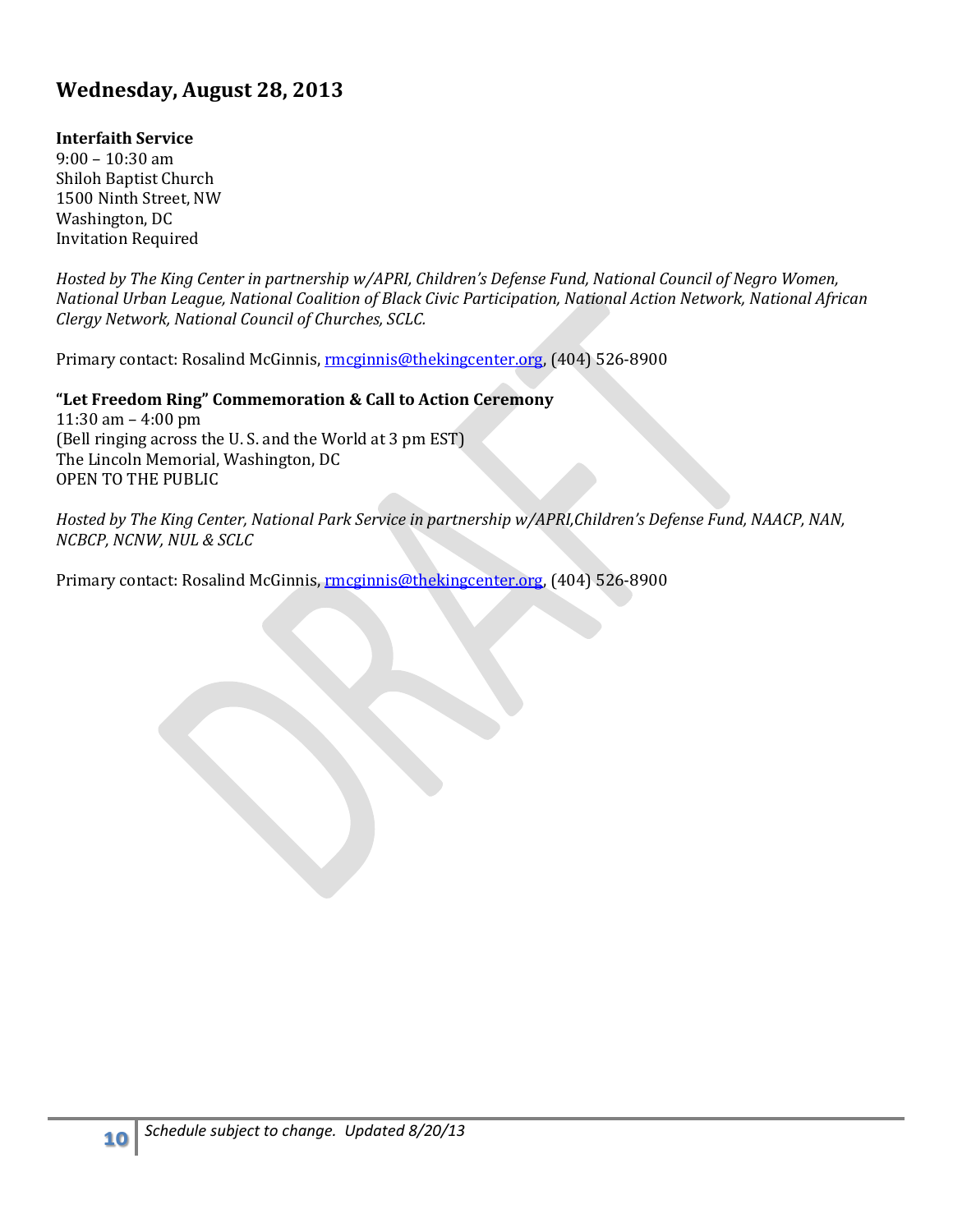## Wednesday, August 28, 2013

**Interfaith Service**
9:00 – 10:30 am
Shiloh Baptist Church
1500 Ninth Street, NW
Washington, DC
Invitation Required

*Hosted by The King Center in partnership w/APRI, Children's Defense Fund, National Council of Negro Women, National Urban League, National Coalition of Black Civic Participation, National Action Network, National African Clergy Network, National Council of Churches, SCLC.*

Primary contact: Rosalind McGinnis, rmcginnis@thekingcenter.org, (404) 526-8900

**"Let Freedom Ring" Commemoration & Call to Action Ceremony**
11:30 am – 4:00 pm
(Bell ringing across the U. S. and the World at 3 pm EST)
The Lincoln Memorial, Washington, DC
OPEN TO THE PUBLIC

*Hosted by The King Center, National Park Service in partnership w/APRI,Children's Defense Fund, NAACP, NAN, NCBCP, NCNW, NUL & SCLC*

Primary contact: Rosalind McGinnis, rmcginnis@thekingcenter.org, (404) 526-8900

*Schedule subject to change. Updated 8/20/13*